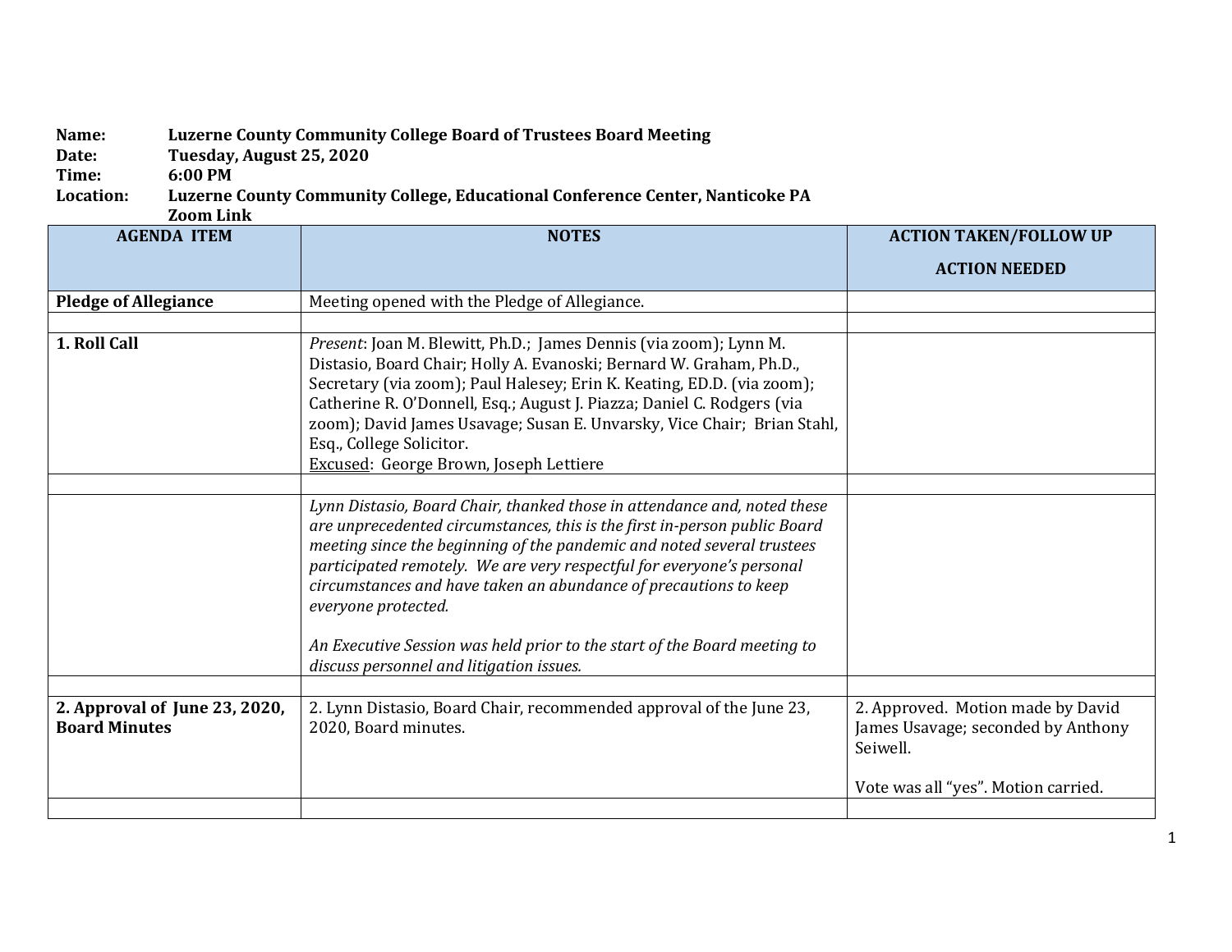**Name:** Luzerne County Community College Board of Trustees Board Meeting
**Date:** Tuesday, August 25, 2020
**Time:** 6:00 PM
**Location:** Luzerne County Community College, Educational Conference Center, Nanticoke PA
Zoom Link

| AGENDA ITEM | NOTES | ACTION TAKEN/FOLLOW UP ACTION NEEDED |
|---|---|---|
| **Pledge of Allegiance** | Meeting opened with the Pledge of Allegiance. | |
| | | |
| **1. Roll Call** | *Present*: Joan M. Blewitt, Ph.D.; James Dennis (via zoom); Lynn M. Distasio, Board Chair; Holly A. Evanoski; Bernard W. Graham, Ph.D., Secretary (via zoom); Paul Halesey; Erin K. Keating, ED.D. (via zoom); Catherine R. O'Donnell, Esq.; August J. Piazza; Daniel C. Rodgers (via zoom); David James Usavage; Susan E. Unvarsky, Vice Chair; Brian Stahl, Esq., College Solicitor.<br>Excused: George Brown, Joseph Lettiere | |
| | | |
| | *Lynn Distasio, Board Chair, thanked those in attendance and, noted these are unprecedented circumstances, this is the first in-person public Board meeting since the beginning of the pandemic and noted several trustees participated remotely. We are very respectful for everyone's personal circumstances and have taken an abundance of precautions to keep everyone protected.*<br><br>*An Executive Session was held prior to the start of the Board meeting to discuss personnel and litigation issues.* | |
| | | |
| **2. Approval of June 23, 2020, Board Minutes** | 2. Lynn Distasio, Board Chair, recommended approval of the June 23, 2020, Board minutes. | 2. Approved. Motion made by David James Usavage; seconded by Anthony Seiwell.<br><br>Vote was all "yes". Motion carried. |
| | | |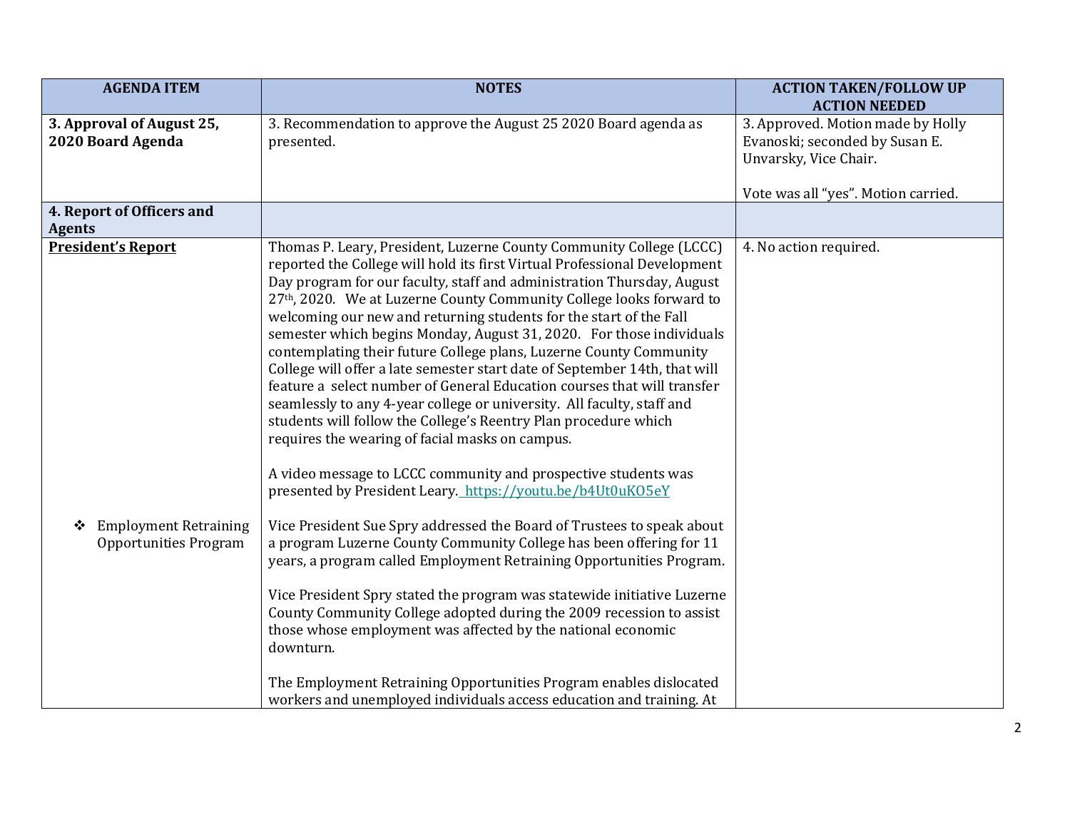| AGENDA ITEM | NOTES | ACTION TAKEN/FOLLOW UP ACTION NEEDED |
|---|---|---|
| **3. Approval of August 25, 2020 Board Agenda** | 3. Recommendation to approve the August 25 2020 Board agenda as presented. | 3. Approved. Motion made by Holly Evanoski; seconded by Susan E. Unvarsky, Vice Chair.<br><br>Vote was all "yes". Motion carried. |
| **4. Report of Officers and Agents** | | |
| **President's Report**<br><br>❖ Employment Retraining Opportunities Program | Thomas P. Leary, President, Luzerne County Community College (LCCC) reported the College will hold its first Virtual Professional Development Day program for our faculty, staff and administration Thursday, August 27th, 2020. We at Luzerne County Community College looks forward to welcoming our new and returning students for the start of the Fall semester which begins Monday, August 31, 2020. For those individuals contemplating their future College plans, Luzerne County Community College will offer a late semester start date of September 14th, that will feature a select number of General Education courses that will transfer seamlessly to any 4-year college or university. All faculty, staff and students will follow the College's Reentry Plan procedure which requires the wearing of facial masks on campus.<br><br>A video message to LCCC community and prospective students was presented by President Leary. https://youtu.be/b4Ut0uKO5eY<br><br>Vice President Sue Spry addressed the Board of Trustees to speak about a program Luzerne County Community College has been offering for 11 years, a program called Employment Retraining Opportunities Program.<br><br>Vice President Spry stated the program was statewide initiative Luzerne County Community College adopted during the 2009 recession to assist those whose employment was affected by the national economic downturn.<br><br>The Employment Retraining Opportunities Program enables dislocated workers and unemployed individuals access education and training. At | 4. No action required. |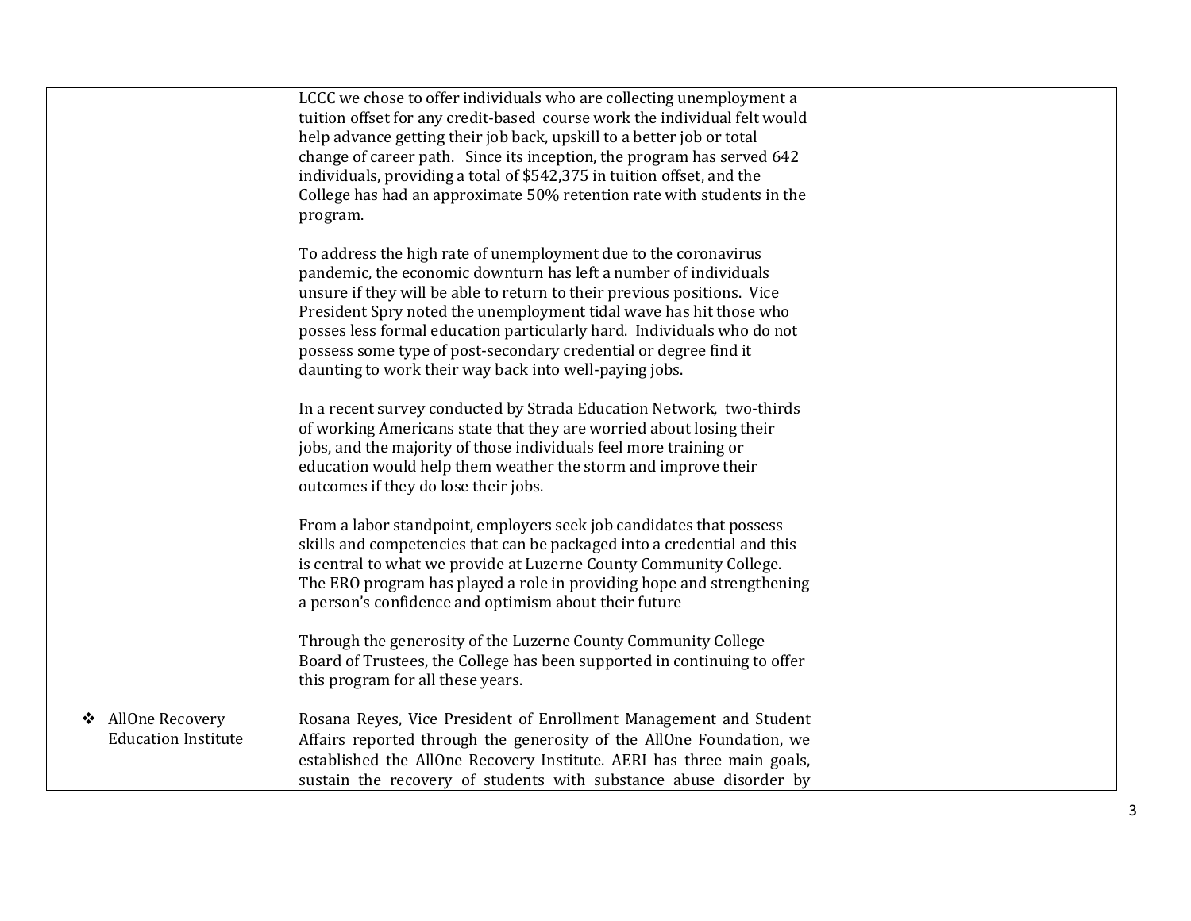| | | |
|---|---|---|
| | LCCC we chose to offer individuals who are collecting unemployment a tuition offset for any credit-based course work the individual felt would help advance getting their job back, upskill to a better job or total change of career path. Since its inception, the program has served 642 individuals, providing a total of $542,375 in tuition offset, and the College has had an approximate 50% retention rate with students in the program.<br><br>To address the high rate of unemployment due to the coronavirus pandemic, the economic downturn has left a number of individuals unsure if they will be able to return to their previous positions. Vice President Spry noted the unemployment tidal wave has hit those who posses less formal education particularly hard. Individuals who do not possess some type of post-secondary credential or degree find it daunting to work their way back into well-paying jobs.<br><br>In a recent survey conducted by Strada Education Network, two-thirds of working Americans state that they are worried about losing their jobs, and the majority of those individuals feel more training or education would help them weather the storm and improve their outcomes if they do lose their jobs.<br><br>From a labor standpoint, employers seek job candidates that possess skills and competencies that can be packaged into a credential and this is central to what we provide at Luzerne County Community College. The ERO program has played a role in providing hope and strengthening a person's confidence and optimism about their future<br><br>Through the generosity of the Luzerne County Community College Board of Trustees, the College has been supported in continuing to offer this program for all these years. | |
| ❖ AllOne Recovery Education Institute | Rosana Reyes, Vice President of Enrollment Management and Student Affairs reported through the generosity of the AllOne Foundation, we established the AllOne Recovery Institute. AERI has three main goals, sustain the recovery of students with substance abuse disorder by | |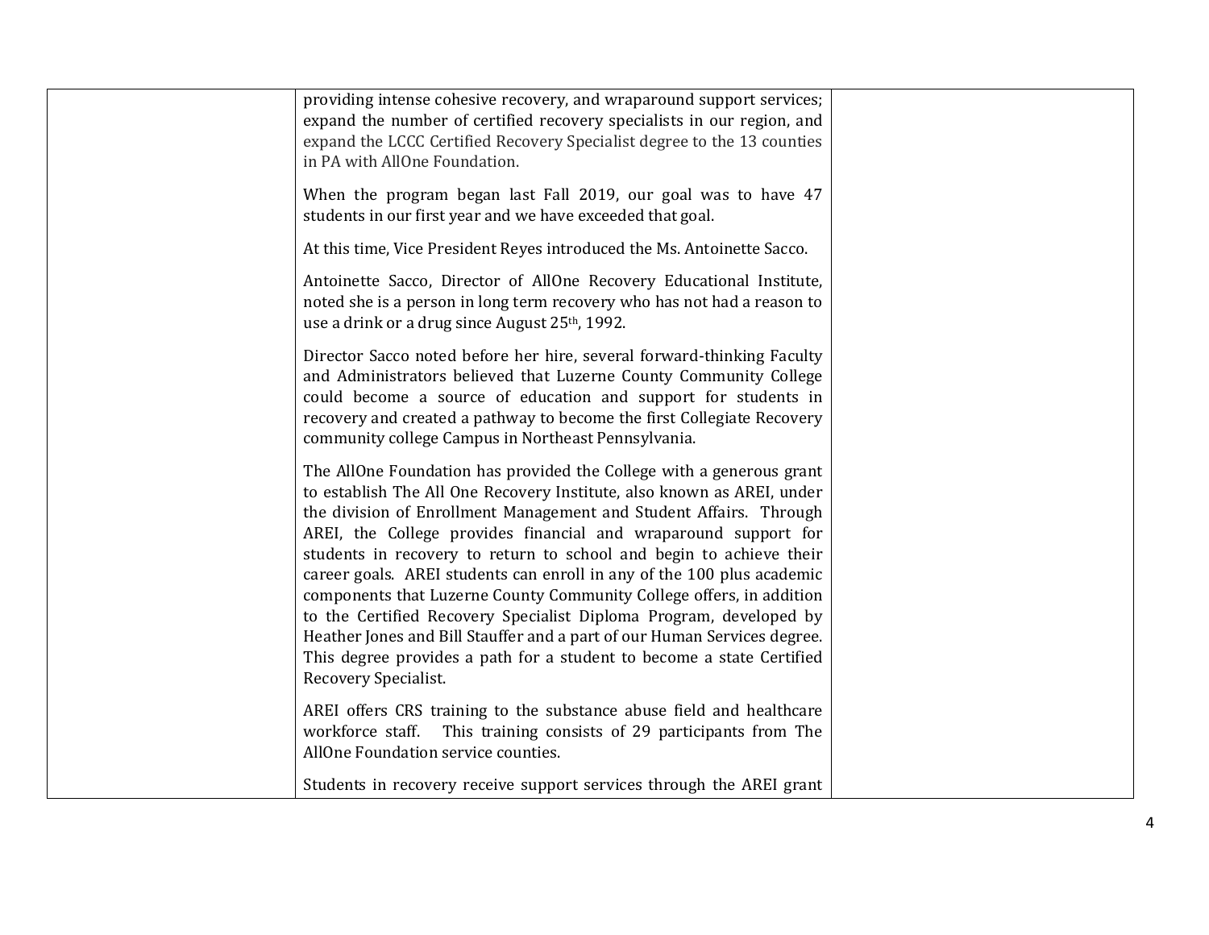| | | |
|---|---|---|
| | providing intense cohesive recovery, and wraparound support services; expand the number of certified recovery specialists in our region, and expand the LCCC Certified Recovery Specialist degree to the 13 counties in PA with AllOne Foundation.<br><br>When the program began last Fall 2019, our goal was to have 47 students in our first year and we have exceeded that goal.<br><br>At this time, Vice President Reyes introduced the Ms. Antoinette Sacco.<br><br>Antoinette Sacco, Director of AllOne Recovery Educational Institute, noted she is a person in long term recovery who has not had a reason to use a drink or a drug since August 25th, 1992.<br><br>Director Sacco noted before her hire, several forward-thinking Faculty and Administrators believed that Luzerne County Community College could become a source of education and support for students in recovery and created a pathway to become the first Collegiate Recovery community college Campus in Northeast Pennsylvania.<br><br>The AllOne Foundation has provided the College with a generous grant to establish The All One Recovery Institute, also known as AREI, under the division of Enrollment Management and Student Affairs. Through AREI, the College provides financial and wraparound support for students in recovery to return to school and begin to achieve their career goals. AREI students can enroll in any of the 100 plus academic components that Luzerne County Community College offers, in addition to the Certified Recovery Specialist Diploma Program, developed by Heather Jones and Bill Stauffer and a part of our Human Services degree. This degree provides a path for a student to become a state Certified Recovery Specialist.<br><br>AREI offers CRS training to the substance abuse field and healthcare workforce staff. This training consists of 29 participants from The AllOne Foundation service counties.<br><br>Students in recovery receive support services through the AREI grant | |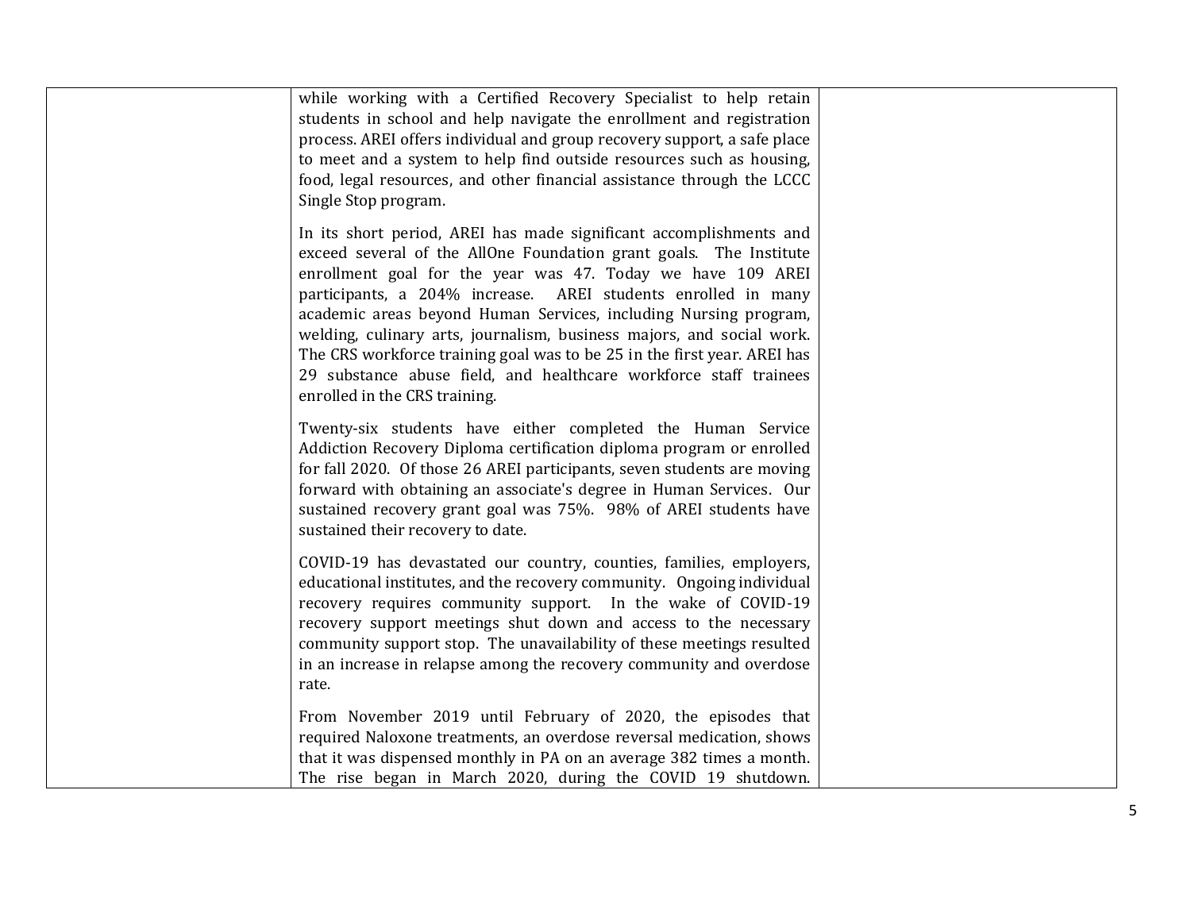| | | |
|---|---|---|
| | while working with a Certified Recovery Specialist to help retain students in school and help navigate the enrollment and registration process. AREI offers individual and group recovery support, a safe place to meet and a system to help find outside resources such as housing, food, legal resources, and other financial assistance through the LCCC Single Stop program.<br><br>In its short period, AREI has made significant accomplishments and exceed several of the AllOne Foundation grant goals. The Institute enrollment goal for the year was 47. Today we have 109 AREI participants, a 204% increase. AREI students enrolled in many academic areas beyond Human Services, including Nursing program, welding, culinary arts, journalism, business majors, and social work. The CRS workforce training goal was to be 25 in the first year. AREI has 29 substance abuse field, and healthcare workforce staff trainees enrolled in the CRS training.<br><br>Twenty-six students have either completed the Human Service Addiction Recovery Diploma certification diploma program or enrolled for fall 2020. Of those 26 AREI participants, seven students are moving forward with obtaining an associate's degree in Human Services. Our sustained recovery grant goal was 75%. 98% of AREI students have sustained their recovery to date.<br><br>COVID-19 has devastated our country, counties, families, employers, educational institutes, and the recovery community. Ongoing individual recovery requires community support. In the wake of COVID-19 recovery support meetings shut down and access to the necessary community support stop. The unavailability of these meetings resulted in an increase in relapse among the recovery community and overdose rate.<br><br>From November 2019 until February of 2020, the episodes that required Naloxone treatments, an overdose reversal medication, shows that it was dispensed monthly in PA on an average 382 times a month. The rise began in March 2020, during the COVID 19 shutdown. | |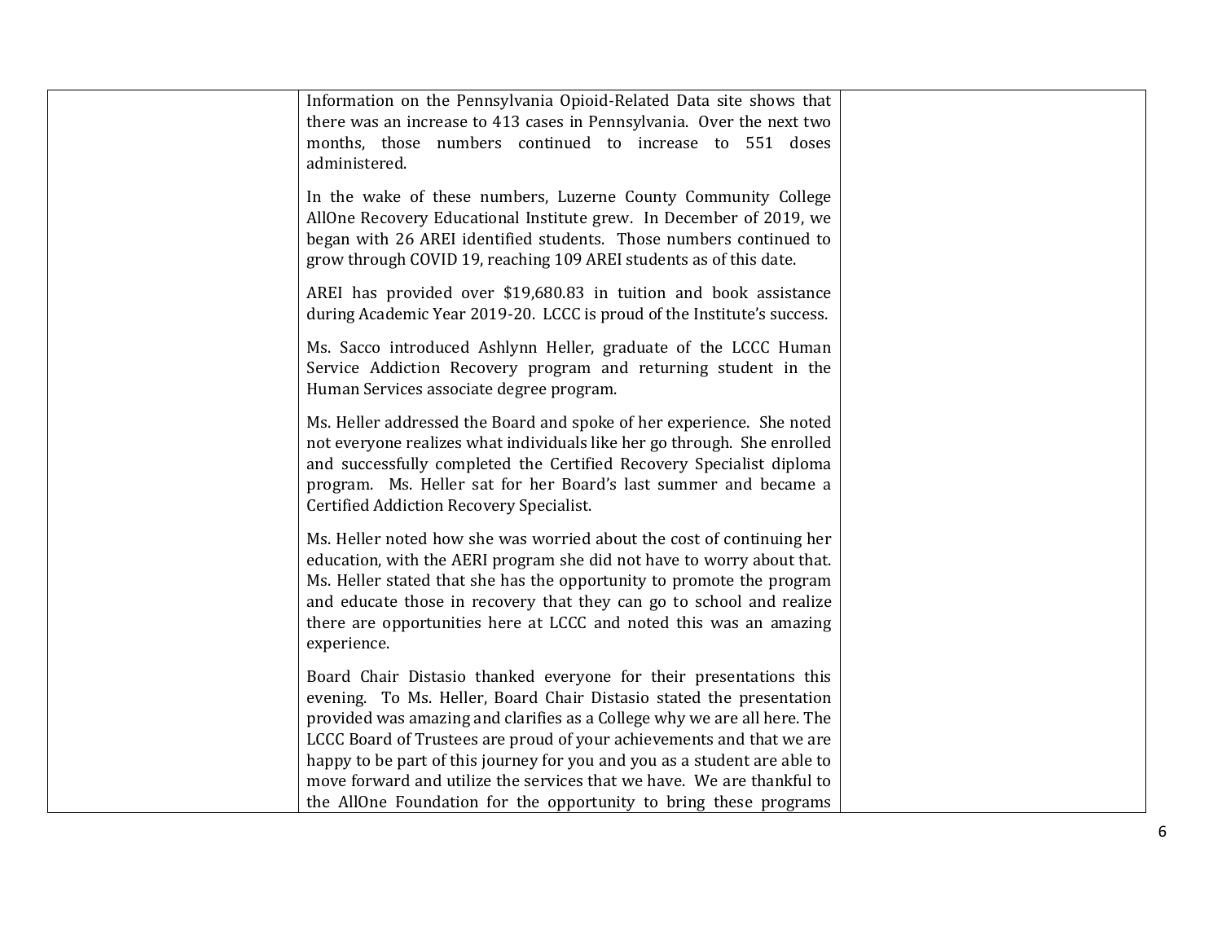| | | |
|---|---|---|
| | Information on the Pennsylvania Opioid-Related Data site shows that there was an increase to 413 cases in Pennsylvania. Over the next two months, those numbers continued to increase to 551 doses administered.<br><br>In the wake of these numbers, Luzerne County Community College AllOne Recovery Educational Institute grew. In December of 2019, we began with 26 AREI identified students. Those numbers continued to grow through COVID 19, reaching 109 AREI students as of this date.<br><br>AREI has provided over $19,680.83 in tuition and book assistance during Academic Year 2019-20. LCCC is proud of the Institute's success.<br><br>Ms. Sacco introduced Ashlynn Heller, graduate of the LCCC Human Service Addiction Recovery program and returning student in the Human Services associate degree program.<br><br>Ms. Heller addressed the Board and spoke of her experience. She noted not everyone realizes what individuals like her go through. She enrolled and successfully completed the Certified Recovery Specialist diploma program. Ms. Heller sat for her Board's last summer and became a Certified Addiction Recovery Specialist.<br><br>Ms. Heller noted how she was worried about the cost of continuing her education, with the AERI program she did not have to worry about that. Ms. Heller stated that she has the opportunity to promote the program and educate those in recovery that they can go to school and realize there are opportunities here at LCCC and noted this was an amazing experience.<br><br>Board Chair Distasio thanked everyone for their presentations this evening. To Ms. Heller, Board Chair Distasio stated the presentation provided was amazing and clarifies as a College why we are all here. The LCCC Board of Trustees are proud of your achievements and that we are happy to be part of this journey for you and you as a student are able to move forward and utilize the services that we have. We are thankful to the AllOne Foundation for the opportunity to bring these programs | |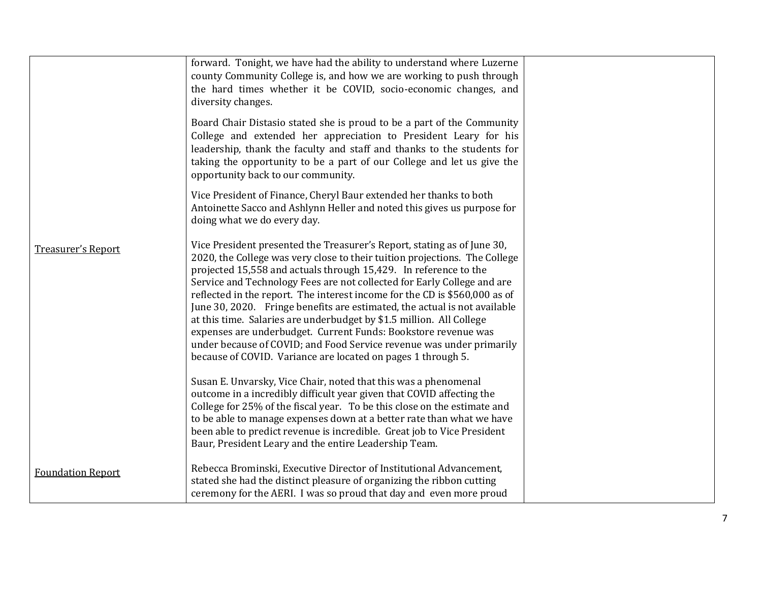| | | |
|---|---|---|
| | forward. Tonight, we have had the ability to understand where Luzerne county Community College is, and how we are working to push through the hard times whether it be COVID, socio-economic changes, and diversity changes.<br><br>Board Chair Distasio stated she is proud to be a part of the Community College and extended her appreciation to President Leary for his leadership, thank the faculty and staff and thanks to the students for taking the opportunity to be a part of our College and let us give the opportunity back to our community.<br><br>Vice President of Finance, Cheryl Baur extended her thanks to both Antoinette Sacco and Ashlynn Heller and noted this gives us purpose for doing what we do every day. | |
| <u>Treasurer's Report</u> | Vice President presented the Treasurer's Report, stating as of June 30, 2020, the College was very close to their tuition projections. The College projected 15,558 and actuals through 15,429. In reference to the Service and Technology Fees are not collected for Early College and are reflected in the report. The interest income for the CD is $560,000 as of June 30, 2020. Fringe benefits are estimated, the actual is not available at this time. Salaries are underbudget by $1.5 million. All College expenses are underbudget. Current Funds: Bookstore revenue was under because of COVID; and Food Service revenue was under primarily because of COVID. Variance are located on pages 1 through 5.<br><br>Susan E. Unvarsky, Vice Chair, noted that this was a phenomenal outcome in a incredibly difficult year given that COVID affecting the College for 25% of the fiscal year. To be this close on the estimate and to be able to manage expenses down at a better rate than what we have been able to predict revenue is incredible. Great job to Vice President Baur, President Leary and the entire Leadership Team. | |
| <u>Foundation Report</u> | Rebecca Brominski, Executive Director of Institutional Advancement, stated she had the distinct pleasure of organizing the ribbon cutting ceremony for the AERI. I was so proud that day and even more proud | |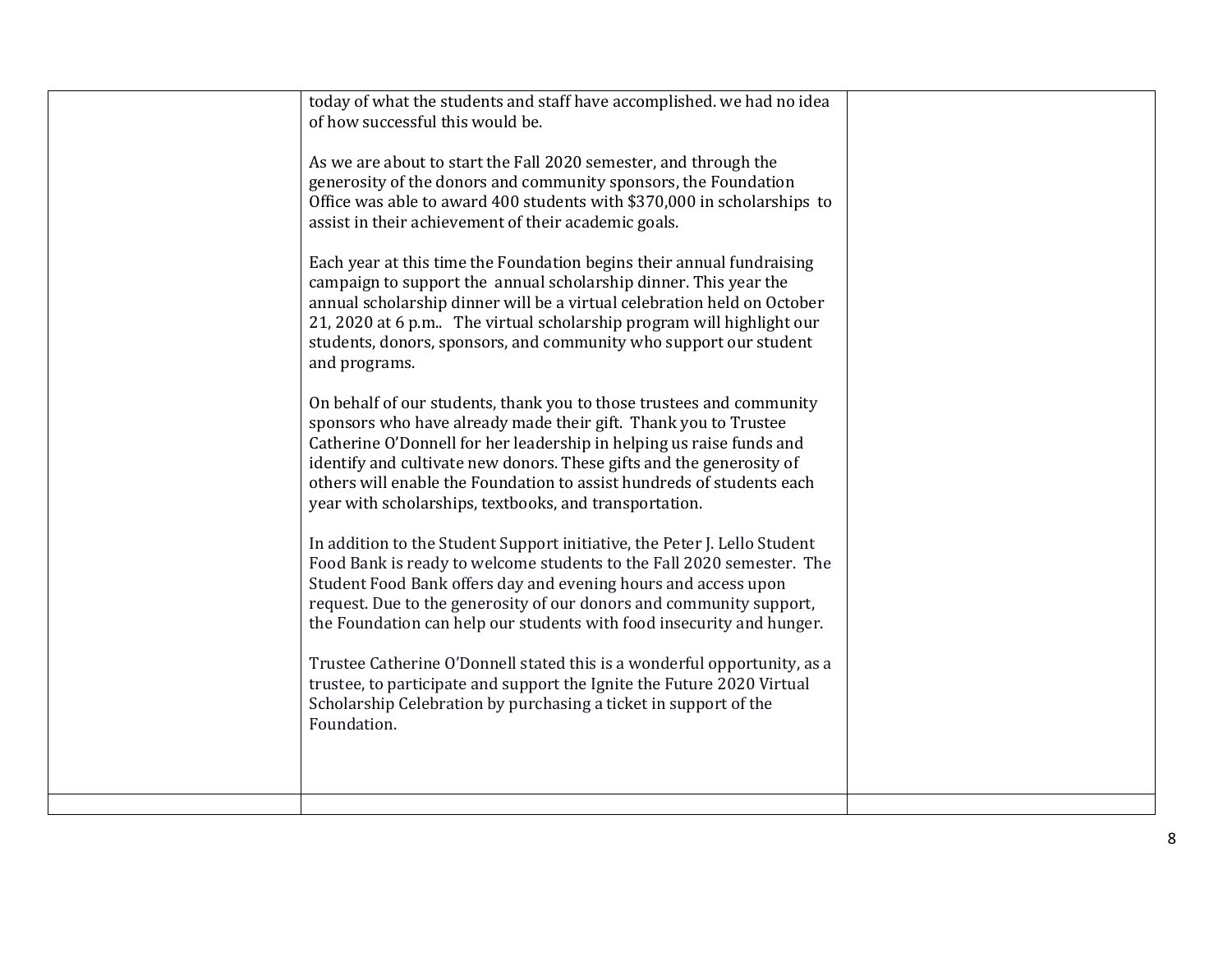| | | |
|---|---|---|
| | today of what the students and staff have accomplished. we had no idea of how successful this would be.<br><br>As we are about to start the Fall 2020 semester, and through the generosity of the donors and community sponsors, the Foundation Office was able to award 400 students with $370,000 in scholarships to assist in their achievement of their academic goals.<br><br>Each year at this time the Foundation begins their annual fundraising campaign to support the annual scholarship dinner. This year the annual scholarship dinner will be a virtual celebration held on October 21, 2020 at 6 p.m.. The virtual scholarship program will highlight our students, donors, sponsors, and community who support our student and programs.<br><br>On behalf of our students, thank you to those trustees and community sponsors who have already made their gift. Thank you to Trustee Catherine O'Donnell for her leadership in helping us raise funds and identify and cultivate new donors. These gifts and the generosity of others will enable the Foundation to assist hundreds of students each year with scholarships, textbooks, and transportation.<br><br>In addition to the Student Support initiative, the Peter J. Lello Student Food Bank is ready to welcome students to the Fall 2020 semester. The Student Food Bank offers day and evening hours and access upon request. Due to the generosity of our donors and community support, the Foundation can help our students with food insecurity and hunger.<br><br>Trustee Catherine O'Donnell stated this is a wonderful opportunity, as a trustee, to participate and support the Ignite the Future 2020 Virtual Scholarship Celebration by purchasing a ticket in support of the Foundation. | |
| | | |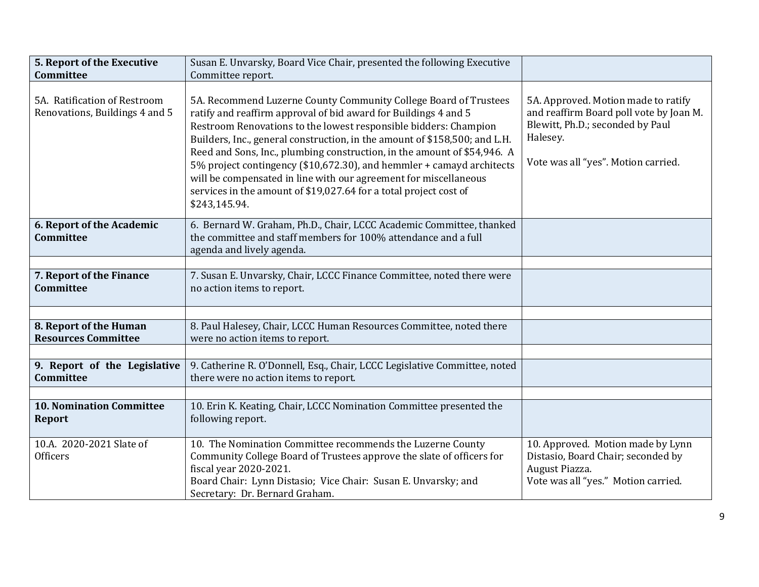| | | |
|---|---|---|
| **5. Report of the Executive Committee** | Susan E. Unvarsky, Board Vice Chair, presented the following Executive Committee report. | |
| 5A. Ratification of Restroom Renovations, Buildings 4 and 5 | 5A. Recommend Luzerne County Community College Board of Trustees ratify and reaffirm approval of bid award for Buildings 4 and 5 Restroom Renovations to the lowest responsible bidders: Champion Builders, Inc., general construction, in the amount of $158,500; and L.H. Reed and Sons, Inc., plumbing construction, in the amount of $54,946. A 5% project contingency ($10,672.30), and hemmler + camayd architects will be compensated in line with our agreement for miscellaneous services in the amount of $19,027.64 for a total project cost of $243,145.94. | 5A. Approved. Motion made to ratify and reaffirm Board poll vote by Joan M. Blewitt, Ph.D.; seconded by Paul Halesey.<br><br>Vote was all "yes". Motion carried. |
| **6. Report of the Academic Committee** | 6. Bernard W. Graham, Ph.D., Chair, LCCC Academic Committee, thanked the committee and staff members for 100% attendance and a full agenda and lively agenda. | |
| | | |
| **7. Report of the Finance Committee** | 7. Susan E. Unvarsky, Chair, LCCC Finance Committee, noted there were no action items to report. | |
| | | |
| **8. Report of the Human Resources Committee** | 8. Paul Halesey, Chair, LCCC Human Resources Committee, noted there were no action items to report. | |
| | | |
| **9. Report of the Legislative Committee** | 9. Catherine R. O'Donnell, Esq., Chair, LCCC Legislative Committee, noted there were no action items to report. | |
| | | |
| **10. Nomination Committee Report** | 10. Erin K. Keating, Chair, LCCC Nomination Committee presented the following report. | |
| 10.A. 2020-2021 Slate of Officers | 10. The Nomination Committee recommends the Luzerne County Community College Board of Trustees approve the slate of officers for fiscal year 2020-2021.<br>Board Chair: Lynn Distasio; Vice Chair: Susan E. Unvarsky; and Secretary: Dr. Bernard Graham. | 10. Approved. Motion made by Lynn Distasio, Board Chair; seconded by August Piazza.<br>Vote was all "yes." Motion carried. |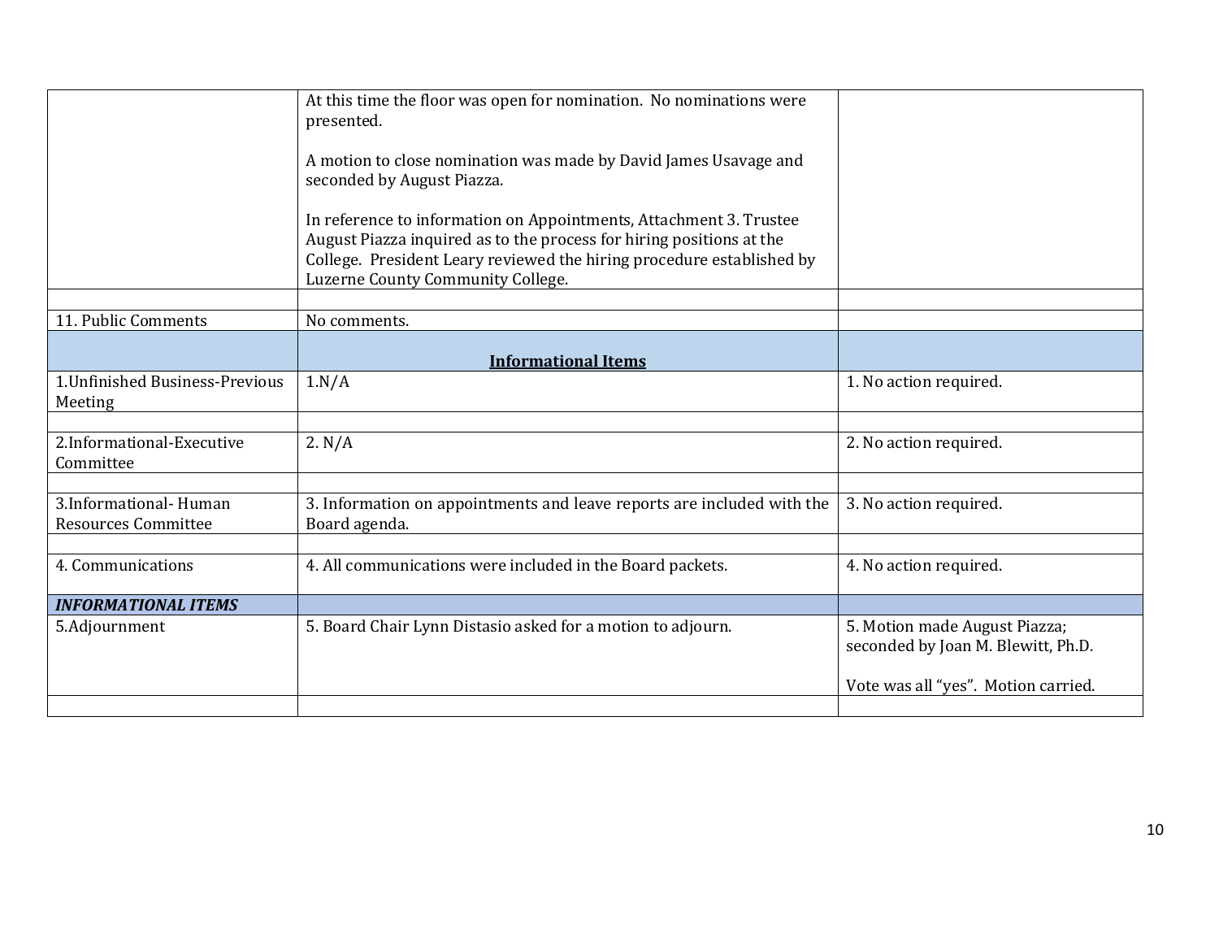| | | |
|---|---|---|
| | At this time the floor was open for nomination. No nominations were presented.<br><br>A motion to close nomination was made by David James Usavage and seconded by August Piazza.<br><br>In reference to information on Appointments, Attachment 3. Trustee August Piazza inquired as to the process for hiring positions at the College. President Leary reviewed the hiring procedure established by Luzerne County Community College. | |
| | | |
| 11. Public Comments | No comments. | |
| | **<u>Informational Items</u>** | |
| 1.Unfinished Business-Previous Meeting | 1.N/A | 1. No action required. |
| | | |
| 2.Informational-Executive Committee | 2. N/A | 2. No action required. |
| | | |
| 3.Informational- Human Resources Committee | 3. Information on appointments and leave reports are included with the Board agenda. | 3. No action required. |
| | | |
| 4. Communications | 4. All communications were included in the Board packets. | 4. No action required. |
| ***INFORMATIONAL ITEMS*** | | |
| 5.Adjournment | 5. Board Chair Lynn Distasio asked for a motion to adjourn. | 5. Motion made August Piazza; seconded by Joan M. Blewitt, Ph.D.<br><br>Vote was all "yes". Motion carried. |
| | | |